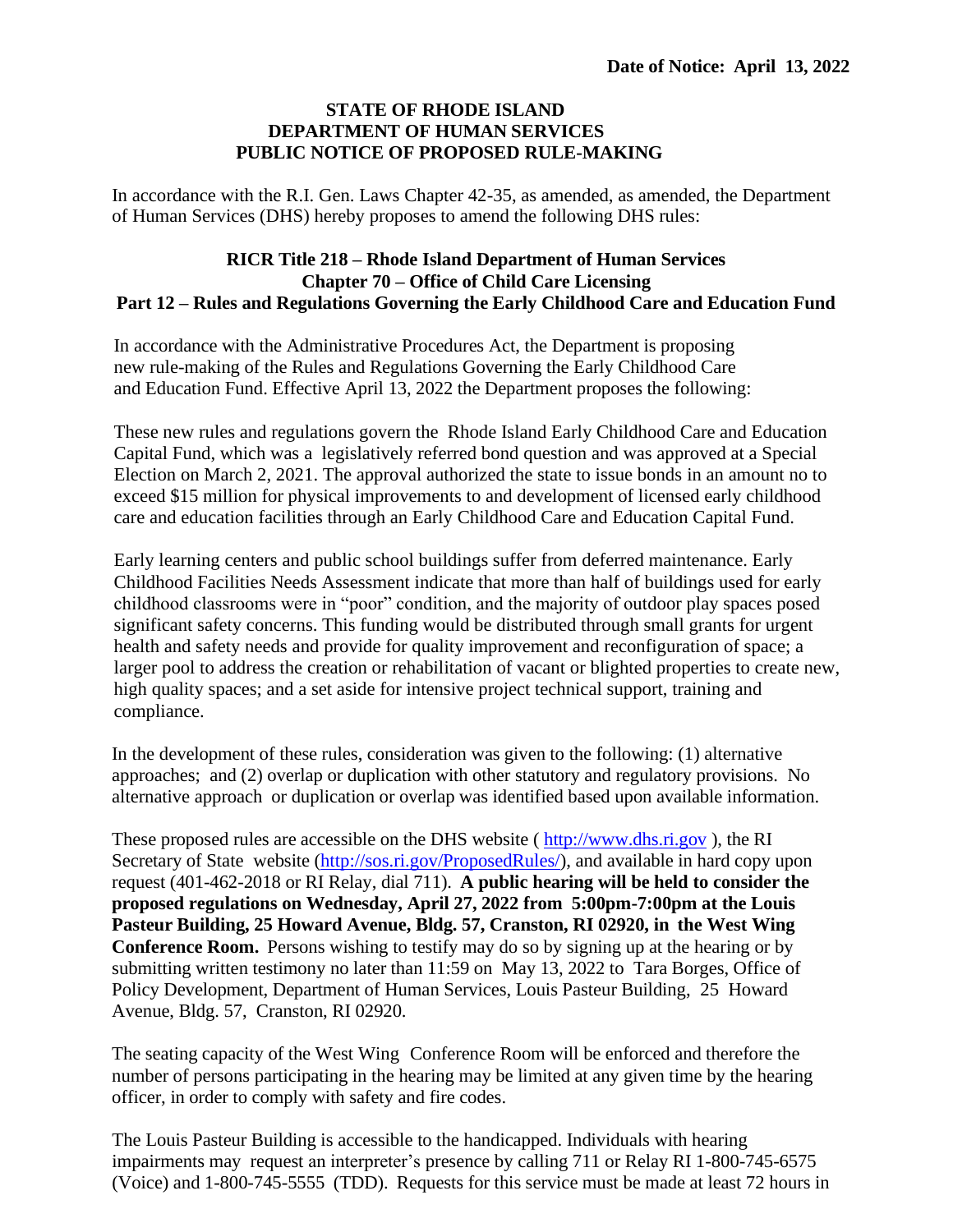**Date of Notice: April 13, 2022**

**STATE OF RHODE ISLAND**
**DEPARTMENT OF HUMAN SERVICES**
**PUBLIC NOTICE OF PROPOSED RULE-MAKING**

In accordance with the R.I. Gen. Laws Chapter 42-35, as amended, as amended, the Department of Human Services (DHS) hereby proposes to amend the following DHS rules:

**RICR Title 218 – Rhode Island Department of Human Services**
**Chapter 70 – Office of Child Care Licensing**
**Part 12 – Rules and Regulations Governing the Early Childhood Care and Education Fund**

In accordance with the Administrative Procedures Act, the Department is proposing new rule-making of the Rules and Regulations Governing the Early Childhood Care and Education Fund. Effective April 13, 2022 the Department proposes the following:

These new rules and regulations govern the Rhode Island Early Childhood Care and Education Capital Fund, which was a legislatively referred bond question and was approved at a Special Election on March 2, 2021. The approval authorized the state to issue bonds in an amount no to exceed $15 million for physical improvements to and development of licensed early childhood care and education facilities through an Early Childhood Care and Education Capital Fund.

Early learning centers and public school buildings suffer from deferred maintenance. Early Childhood Facilities Needs Assessment indicate that more than half of buildings used for early childhood classrooms were in "poor" condition, and the majority of outdoor play spaces posed significant safety concerns. This funding would be distributed through small grants for urgent health and safety needs and provide for quality improvement and reconfiguration of space; a larger pool to address the creation or rehabilitation of vacant or blighted properties to create new, high quality spaces; and a set aside for intensive project technical support, training and compliance.

In the development of these rules, consideration was given to the following: (1) alternative approaches; and (2) overlap or duplication with other statutory and regulatory provisions. No alternative approach or duplication or overlap was identified based upon available information.

These proposed rules are accessible on the DHS website ( http://www.dhs.ri.gov ), the RI Secretary of State website (http://sos.ri.gov/ProposedRules/), and available in hard copy upon request (401-462-2018 or RI Relay, dial 711). **A public hearing will be held to consider the proposed regulations on Wednesday, April 27, 2022 from 5:00pm-7:00pm at the Louis Pasteur Building, 25 Howard Avenue, Bldg. 57, Cranston, RI 02920, in the West Wing Conference Room.** Persons wishing to testify may do so by signing up at the hearing or by submitting written testimony no later than 11:59 on May 13, 2022 to Tara Borges, Office of Policy Development, Department of Human Services, Louis Pasteur Building, 25 Howard Avenue, Bldg. 57, Cranston, RI 02920.

The seating capacity of the West Wing Conference Room will be enforced and therefore the number of persons participating in the hearing may be limited at any given time by the hearing officer, in order to comply with safety and fire codes.

The Louis Pasteur Building is accessible to the handicapped. Individuals with hearing impairments may request an interpreter's presence by calling 711 or Relay RI 1-800-745-6575 (Voice) and 1-800-745-5555 (TDD). Requests for this service must be made at least 72 hours in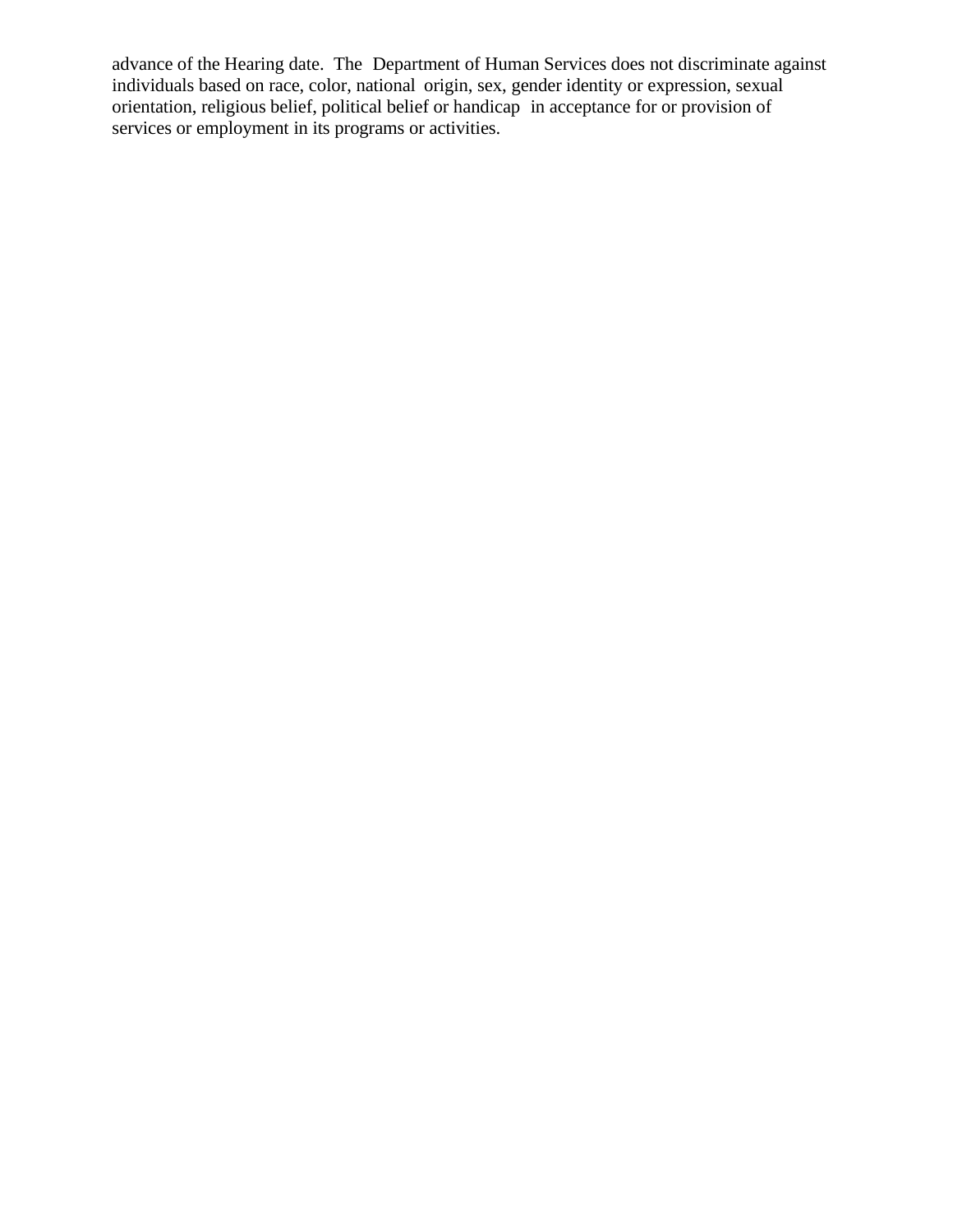advance of the Hearing date. The Department of Human Services does not discriminate against individuals based on race, color, national origin, sex, gender identity or expression, sexual orientation, religious belief, political belief or handicap in acceptance for or provision of services or employment in its programs or activities.